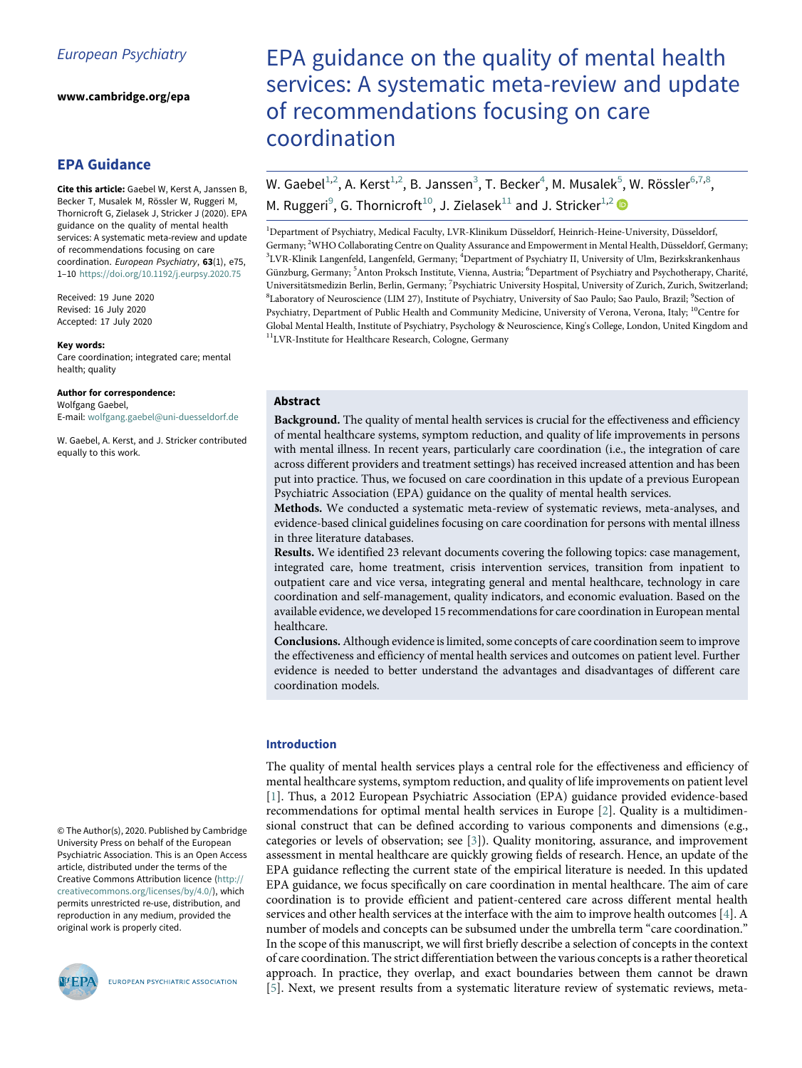European Psychiatry

www.cambridge.org/epa

## EPA Guidance

**Cite this article:** Gaebel W, Kerst A, Janssen B, Becker T, Musalek M, Rössler W, Ruggeri M, Thornicroft G, Zielasek J, Stricker J (2020). EPA guidance on the quality of mental health services: A systematic meta-review and update of recommendations focusing on care coordination. *European Psychiatry*, **63**(1), e75, 1–10 https://doi.org/10.1192/j.eurpsy.2020.75

Received: 19 June 2020
Revised: 16 July 2020
Accepted: 17 July 2020

**Key words:**
Care coordination; integrated care; mental health; quality

**Author for correspondence:**
Wolfgang Gaebel,
E-mail: wolfgang.gaebel@uni-duesseldorf.de

W. Gaebel, A. Kerst, and J. Stricker contributed equally to this work.

© The Author(s), 2020. Published by Cambridge University Press on behalf of the European Psychiatric Association. This is an Open Access article, distributed under the terms of the Creative Commons Attribution licence (http://creativecommons.org/licenses/by/4.0/), which permits unrestricted re-use, distribution, and reproduction in any medium, provided the original work is properly cited.

EUROPEAN PSYCHIATRIC ASSOCIATION

# EPA guidance on the quality of mental health services: A systematic meta-review and update of recommendations focusing on care coordination

W. Gaebel[1,2], A. Kerst[1,2], B. Janssen[3], T. Becker[4], M. Musalek[5], W. Rössler[6,7,8], M. Ruggeri[9], G. Thornicroft[10], J. Zielasek[11] and J. Stricker[1,2]

[1]Department of Psychiatry, Medical Faculty, LVR-Klinikum Düsseldorf, Heinrich-Heine-University, Düsseldorf, Germany; [2]WHO Collaborating Centre on Quality Assurance and Empowerment in Mental Health, Düsseldorf, Germany; [3]LVR-Klinik Langenfeld, Langenfeld, Germany; [4]Department of Psychiatry II, University of Ulm, Bezirkskrankenhaus Günzburg, Germany; [5]Anton Proksch Institute, Vienna, Austria; [6]Department of Psychiatry and Psychotherapy, Charité, Universitätsmedizin Berlin, Berlin, Germany; [7]Psychiatric University Hospital, University of Zurich, Zurich, Switzerland; [8]Laboratory of Neuroscience (LIM 27), Institute of Psychiatry, University of Sao Paulo; Sao Paulo, Brazil; [9]Section of Psychiatry, Department of Public Health and Community Medicine, University of Verona, Verona, Italy; [10]Centre for Global Mental Health, Institute of Psychiatry, Psychology & Neuroscience, King's College, London, United Kingdom and [11]LVR-Institute for Healthcare Research, Cologne, Germany

## Abstract

**Background.** The quality of mental health services is crucial for the effectiveness and efficiency of mental healthcare systems, symptom reduction, and quality of life improvements in persons with mental illness. In recent years, particularly care coordination (i.e., the integration of care across different providers and treatment settings) has received increased attention and has been put into practice. Thus, we focused on care coordination in this update of a previous European Psychiatric Association (EPA) guidance on the quality of mental health services.

**Methods.** We conducted a systematic meta-review of systematic reviews, meta-analyses, and evidence-based clinical guidelines focusing on care coordination for persons with mental illness in three literature databases.

**Results.** We identified 23 relevant documents covering the following topics: case management, integrated care, home treatment, crisis intervention services, transition from inpatient to outpatient care and vice versa, integrating general and mental healthcare, technology in care coordination and self-management, quality indicators, and economic evaluation. Based on the available evidence, we developed 15 recommendations for care coordination in European mental healthcare.

**Conclusions.** Although evidence is limited, some concepts of care coordination seem to improve the effectiveness and efficiency of mental health services and outcomes on patient level. Further evidence is needed to better understand the advantages and disadvantages of different care coordination models.

## Introduction

The quality of mental health services plays a central role for the effectiveness and efficiency of mental healthcare systems, symptom reduction, and quality of life improvements on patient level [1]. Thus, a 2012 European Psychiatric Association (EPA) guidance provided evidence-based recommendations for optimal mental health services in Europe [2]. Quality is a multidimensional construct that can be defined according to various components and dimensions (e.g., categories or levels of observation; see [3]). Quality monitoring, assurance, and improvement assessment in mental healthcare are quickly growing fields of research. Hence, an update of the EPA guidance reflecting the current state of the empirical literature is needed. In this updated EPA guidance, we focus specifically on care coordination in mental healthcare. The aim of care coordination is to provide efficient and patient-centered care across different mental health services and other health services at the interface with the aim to improve health outcomes [4]. A number of models and concepts can be subsumed under the umbrella term "care coordination." In the scope of this manuscript, we will first briefly describe a selection of concepts in the context of care coordination. The strict differentiation between the various concepts is a rather theoretical approach. In practice, they overlap, and exact boundaries between them cannot be drawn [5]. Next, we present results from a systematic literature review of systematic reviews, meta-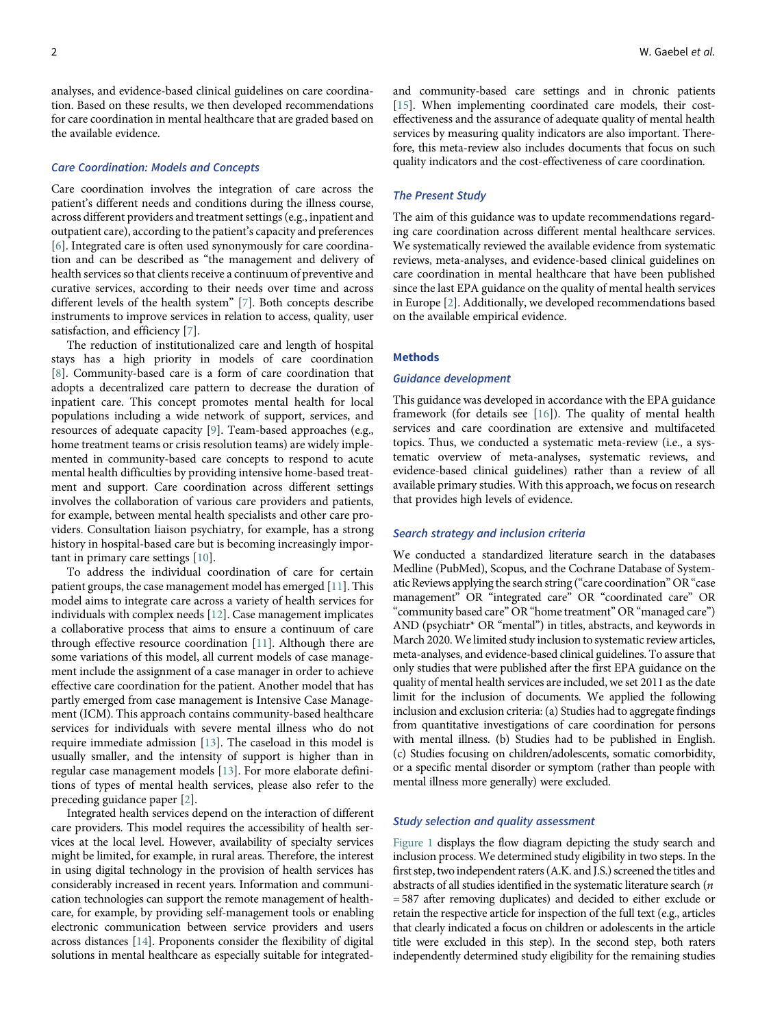analyses, and evidence-based clinical guidelines on care coordination. Based on these results, we then developed recommendations for care coordination in mental healthcare that are graded based on the available evidence.

### Care Coordination: Models and Concepts

Care coordination involves the integration of care across the patient's different needs and conditions during the illness course, across different providers and treatment settings (e.g., inpatient and outpatient care), according to the patient's capacity and preferences [6]. Integrated care is often used synonymously for care coordination and can be described as "the management and delivery of health services so that clients receive a continuum of preventive and curative services, according to their needs over time and across different levels of the health system" [7]. Both concepts describe instruments to improve services in relation to access, quality, user satisfaction, and efficiency [7].

The reduction of institutionalized care and length of hospital stays has a high priority in models of care coordination [8]. Community-based care is a form of care coordination that adopts a decentralized care pattern to decrease the duration of inpatient care. This concept promotes mental health for local populations including a wide network of support, services, and resources of adequate capacity [9]. Team-based approaches (e.g., home treatment teams or crisis resolution teams) are widely implemented in community-based care concepts to respond to acute mental health difficulties by providing intensive home-based treatment and support. Care coordination across different settings involves the collaboration of various care providers and patients, for example, between mental health specialists and other care providers. Consultation liaison psychiatry, for example, has a strong history in hospital-based care but is becoming increasingly important in primary care settings [10].

To address the individual coordination of care for certain patient groups, the case management model has emerged [11]. This model aims to integrate care across a variety of health services for individuals with complex needs [12]. Case management implicates a collaborative process that aims to ensure a continuum of care through effective resource coordination [11]. Although there are some variations of this model, all current models of case management include the assignment of a case manager in order to achieve effective care coordination for the patient. Another model that has partly emerged from case management is Intensive Case Management (ICM). This approach contains community-based healthcare services for individuals with severe mental illness who do not require immediate admission [13]. The caseload in this model is usually smaller, and the intensity of support is higher than in regular case management models [13]. For more elaborate definitions of types of mental health services, please also refer to the preceding guidance paper [2].

Integrated health services depend on the interaction of different care providers. This model requires the accessibility of health services at the local level. However, availability of specialty services might be limited, for example, in rural areas. Therefore, the interest in using digital technology in the provision of health services has considerably increased in recent years. Information and communication technologies can support the remote management of healthcare, for example, by providing self-management tools or enabling electronic communication between service providers and users across distances [14]. Proponents consider the flexibility of digital solutions in mental healthcare as especially suitable for integrated- and community-based care settings and in chronic patients [15]. When implementing coordinated care models, their cost-effectiveness and the assurance of adequate quality of mental health services by measuring quality indicators are also important. Therefore, this meta-review also includes documents that focus on such quality indicators and the cost-effectiveness of care coordination.

### The Present Study

The aim of this guidance was to update recommendations regarding care coordination across different mental healthcare services. We systematically reviewed the available evidence from systematic reviews, meta-analyses, and evidence-based clinical guidelines on care coordination in mental healthcare that have been published since the last EPA guidance on the quality of mental health services in Europe [2]. Additionally, we developed recommendations based on the available empirical evidence.

## Methods

### Guidance development

This guidance was developed in accordance with the EPA guidance framework (for details see [16]). The quality of mental health services and care coordination are extensive and multifaceted topics. Thus, we conducted a systematic meta-review (i.e., a systematic overview of meta-analyses, systematic reviews, and evidence-based clinical guidelines) rather than a review of all available primary studies. With this approach, we focus on research that provides high levels of evidence.

### Search strategy and inclusion criteria

We conducted a standardized literature search in the databases Medline (PubMed), Scopus, and the Cochrane Database of Systematic Reviews applying the search string ("care coordination" OR "case management" OR "integrated care" OR "coordinated care" OR "community based care" OR "home treatment" OR "managed care") AND (psychiatr* OR "mental") in titles, abstracts, and keywords in March 2020. We limited study inclusion to systematic review articles, meta-analyses, and evidence-based clinical guidelines. To assure that only studies that were published after the first EPA guidance on the quality of mental health services are included, we set 2011 as the date limit for the inclusion of documents. We applied the following inclusion and exclusion criteria: (a) Studies had to aggregate findings from quantitative investigations of care coordination for persons with mental illness. (b) Studies had to be published in English. (c) Studies focusing on children/adolescents, somatic comorbidity, or a specific mental disorder or symptom (rather than people with mental illness more generally) were excluded.

### Study selection and quality assessment

Figure 1 displays the flow diagram depicting the study search and inclusion process. We determined study eligibility in two steps. In the first step, two independent raters (A.K. and J.S.) screened the titles and abstracts of all studies identified in the systematic literature search ($n = 587$ after removing duplicates) and decided to either exclude or retain the respective article for inspection of the full text (e.g., articles that clearly indicated a focus on children or adolescents in the article title were excluded in this step). In the second step, both raters independently determined study eligibility for the remaining studies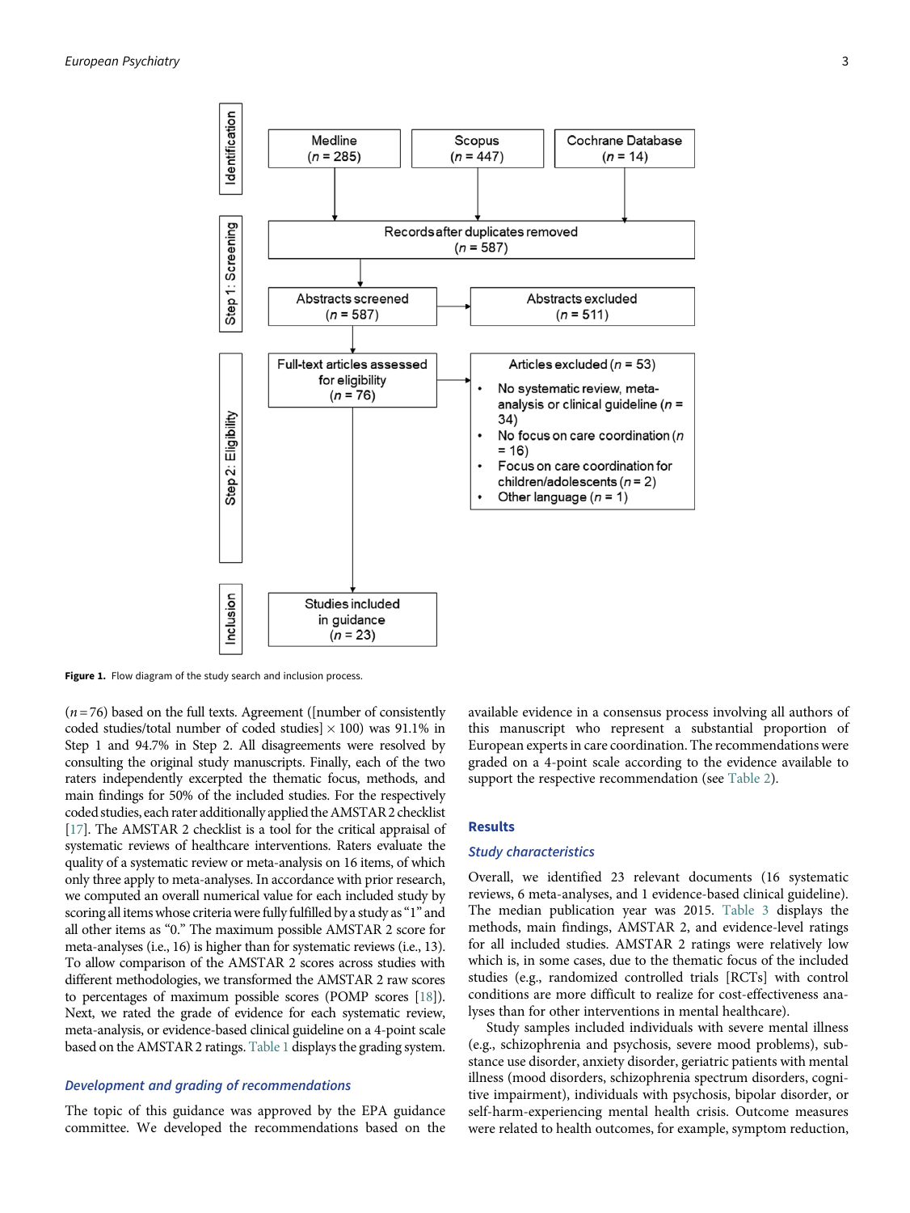| Identification | | |
| --- | --- | --- |
| Medline (*n* = 285) | Scopus (*n* = 447) | Cochrane Database (*n* = 14) |

**Step 1: Screening**

- Records after duplicates removed (*n* = 587)
- Abstracts screened (*n* = 587) → Abstracts excluded (*n* = 511)

**Step 2: Eligibility**

- Full-text articles assessed for eligibility (*n* = 76) → Articles excluded (*n* = 53)
  - No systematic review, meta-analysis or clinical guideline (*n* = 34)
  - No focus on care coordination (*n* = 16)
  - Focus on care coordination for children/adolescents (*n* = 2)
  - Other language (*n* = 1)

**Inclusion**

- Studies included in guidance (*n* = 23)

**Figure 1.** Flow diagram of the study search and inclusion process.

(*n* = 76) based on the full texts. Agreement ([number of consistently coded studies/total number of coded studies] × 100) was 91.1% in Step 1 and 94.7% in Step 2. All disagreements were resolved by consulting the original study manuscripts. Finally, each of the two raters independently excerpted the thematic focus, methods, and main findings for 50% of the included studies. For the respectively coded studies, each rater additionally applied the AMSTAR 2 checklist [17]. The AMSTAR 2 checklist is a tool for the critical appraisal of systematic reviews of healthcare interventions. Raters evaluate the quality of a systematic review or meta-analysis on 16 items, of which only three apply to meta-analyses. In accordance with prior research, we computed an overall numerical value for each included study by scoring all items whose criteria were fully fulfilled by a study as "1" and all other items as "0." The maximum possible AMSTAR 2 score for meta-analyses (i.e., 16) is higher than for systematic reviews (i.e., 13). To allow comparison of the AMSTAR 2 scores across studies with different methodologies, we transformed the AMSTAR 2 raw scores to percentages of maximum possible scores (POMP scores [18]). Next, we rated the grade of evidence for each systematic review, meta-analysis, or evidence-based clinical guideline on a 4-point scale based on the AMSTAR 2 ratings. Table 1 displays the grading system.

### Development and grading of recommendations

The topic of this guidance was approved by the EPA guidance committee. We developed the recommendations based on the available evidence in a consensus process involving all authors of this manuscript who represent a substantial proportion of European experts in care coordination. The recommendations were graded on a 4-point scale according to the evidence available to support the respective recommendation (see Table 2).

## Results

### Study characteristics

Overall, we identified 23 relevant documents (16 systematic reviews, 6 meta-analyses, and 1 evidence-based clinical guideline). The median publication year was 2015. Table 3 displays the methods, main findings, AMSTAR 2, and evidence-level ratings for all included studies. AMSTAR 2 ratings were relatively low which is, in some cases, due to the thematic focus of the included studies (e.g., randomized controlled trials [RCTs] with control conditions are more difficult to realize for cost-effectiveness analyses than for other interventions in mental healthcare).

Study samples included individuals with severe mental illness (e.g., schizophrenia and psychosis, severe mood problems), substance use disorder, anxiety disorder, geriatric patients with mental illness (mood disorders, schizophrenia spectrum disorders, cognitive impairment), individuals with psychosis, bipolar disorder, or self-harm-experiencing mental health crisis. Outcome measures were related to health outcomes, for example, symptom reduction,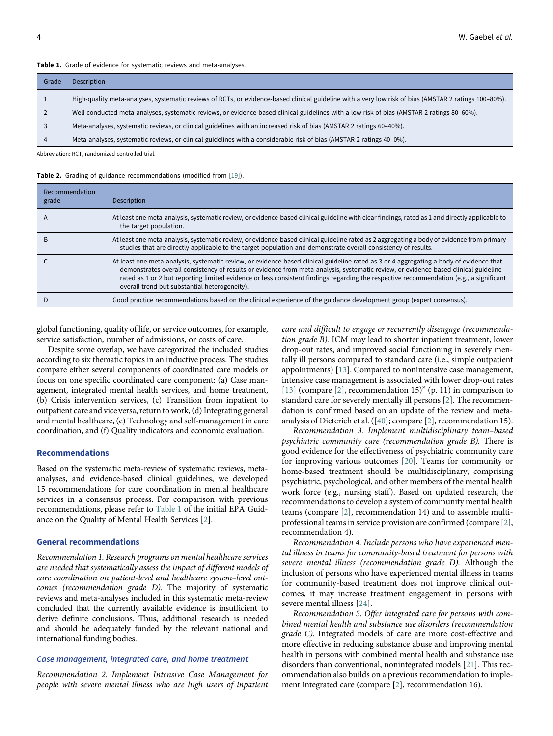**Table 1.** Grade of evidence for systematic reviews and meta-analyses.

| Grade | Description |
|---|---|
| 1 | High-quality meta-analyses, systematic reviews of RCTs, or evidence-based clinical guideline with a very low risk of bias (AMSTAR 2 ratings 100–80%). |
| 2 | Well-conducted meta-analyses, systematic reviews, or evidence-based clinical guidelines with a low risk of bias (AMSTAR 2 ratings 80–60%). |
| 3 | Meta-analyses, systematic reviews, or clinical guidelines with an increased risk of bias (AMSTAR 2 ratings 60–40%). |
| 4 | Meta-analyses, systematic reviews, or clinical guidelines with a considerable risk of bias (AMSTAR 2 ratings 40–0%). |

Abbreviation: RCT, randomized controlled trial.

**Table 2.** Grading of guidance recommendations (modified from [19]).

| Recommendation grade | Description |
|---|---|
| A | At least one meta-analysis, systematic review, or evidence-based clinical guideline with clear findings, rated as 1 and directly applicable to the target population. |
| B | At least one meta-analysis, systematic review, or evidence-based clinical guideline rated as 2 aggregating a body of evidence from primary studies that are directly applicable to the target population and demonstrate overall consistency of results. |
| C | At least one meta-analysis, systematic review, or evidence-based clinical guideline rated as 3 or 4 aggregating a body of evidence that demonstrates overall consistency of results or evidence from meta-analysis, systematic review, or evidence-based clinical guideline rated as 1 or 2 but reporting limited evidence or less consistent findings regarding the respective recommendation (e.g., a significant overall trend but substantial heterogeneity). |
| D | Good practice recommendations based on the clinical experience of the guidance development group (expert consensus). |

global functioning, quality of life, or service outcomes, for example, service satisfaction, number of admissions, or costs of care.

Despite some overlap, we have categorized the included studies according to six thematic topics in an inductive process. The studies compare either several components of coordinated care models or focus on one specific coordinated care component: (a) Case management, integrated mental health services, and home treatment, (b) Crisis intervention services, (c) Transition from inpatient to outpatient care and vice versa, return to work, (d) Integrating general and mental healthcare, (e) Technology and self-management in care coordination, and (f) Quality indicators and economic evaluation.

## Recommendations

Based on the systematic meta-review of systematic reviews, meta-analyses, and evidence-based clinical guidelines, we developed 15 recommendations for care coordination in mental healthcare services in a consensus process. For comparison with previous recommendations, please refer to Table 1 of the initial EPA Guidance on the Quality of Mental Health Services [2].

### General recommendations

*Recommendation 1. Research programs on mental healthcare services are needed that systematically assess the impact of different models of care coordination on patient-level and healthcare system–level outcomes (recommendation grade D).* The majority of systematic reviews and meta-analyses included in this systematic meta-review concluded that the currently available evidence is insufficient to derive definite conclusions. Thus, additional research is needed and should be adequately funded by the relevant national and international funding bodies.

### *Case management, integrated care, and home treatment*

*Recommendation 2. Implement Intensive Case Management for people with severe mental illness who are high users of inpatient care and difficult to engage or recurrently disengage (recommendation grade B).* ICM may lead to shorter inpatient treatment, lower drop-out rates, and improved social functioning in severely mentally ill persons compared to standard care (i.e., simple outpatient appointments) [13]. Compared to nonintensive case management, intensive case management is associated with lower drop-out rates [13] (compare [2], recommendation 15)" (p. 11) in comparison to standard care for severely mentally ill persons [2]. The recommendation is confirmed based on an update of the review and meta-analysis of Dieterich et al. ([40]; compare [2], recommendation 15).

*Recommendation 3. Implement multidisciplinary team–based psychiatric community care (recommendation grade B).* There is good evidence for the effectiveness of psychiatric community care for improving various outcomes [20]. Teams for community or home-based treatment should be multidisciplinary, comprising psychiatric, psychological, and other members of the mental health work force (e.g., nursing staff). Based on updated research, the recommendations to develop a system of community mental health teams (compare [2], recommendation 14) and to assemble multiprofessional teams in service provision are confirmed (compare [2], recommendation 4).

*Recommendation 4. Include persons who have experienced mental illness in teams for community-based treatment for persons with severe mental illness (recommendation grade D).* Although the inclusion of persons who have experienced mental illness in teams for community-based treatment does not improve clinical outcomes, it may increase treatment engagement in persons with severe mental illness [24].

*Recommendation 5. Offer integrated care for persons with combined mental health and substance use disorders (recommendation grade C).* Integrated models of care are more cost-effective and more effective in reducing substance abuse and improving mental health in persons with combined mental health and substance use disorders than conventional, nonintegrated models [21]. This recommendation also builds on a previous recommendation to implement integrated care (compare [2], recommendation 16).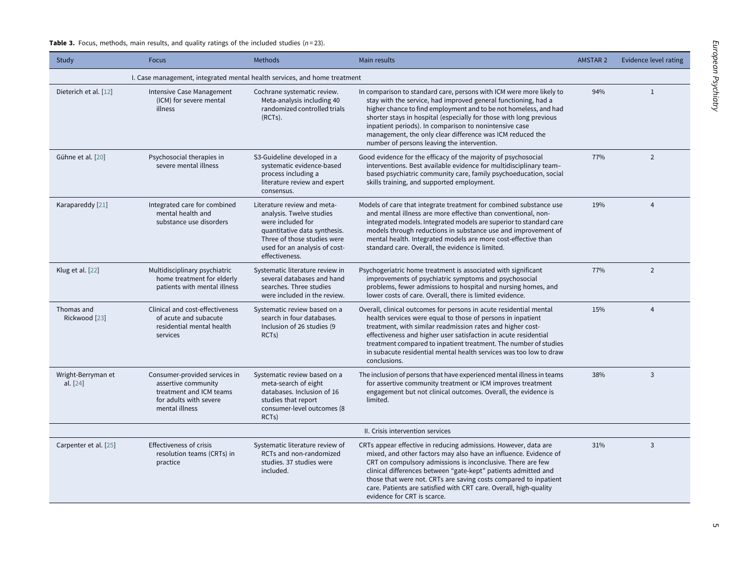**Table 3.** Focus, methods, main results, and quality ratings of the included studies ($n = 23$).

| Study | Focus | Methods | Main results | AMSTAR 2 | Evidence level rating |
|---|---|---|---|---|---|
| I. Case management, integrated mental health services, and home treatment | | | | | |
| Dieterich et al. [12] | Intensive Case Management (ICM) for severe mental illness | Cochrane systematic review. Meta-analysis including 40 randomized controlled trials (RCTs). | In comparison to standard care, persons with ICM were more likely to stay with the service, had improved general functioning, had a higher chance to find employment and to be not homeless, and had shorter stays in hospital (especially for those with long previous inpatient periods). In comparison to nonintensive case management, the only clear difference was ICM reduced the number of persons leaving the intervention. | 94% | 1 |
| Gühne et al. [20] | Psychosocial therapies in severe mental illness | S3-Guideline developed in a systematic evidence-based process including a literature review and expert consensus. | Good evidence for the efficacy of the majority of psychosocial interventions. Best available evidence for multidisciplinary team–based psychiatric community care, family psychoeducation, social skills training, and supported employment. | 77% | 2 |
| Karapareddy [21] | Integrated care for combined mental health and substance use disorders | Literature review and meta-analysis. Twelve studies were included for quantitative data synthesis. Three of those studies were used for an analysis of cost-effectiveness. | Models of care that integrate treatment for combined substance use and mental illness are more effective than conventional, non-integrated models. Integrated models are superior to standard care models through reductions in substance use and improvement of mental health. Integrated models are more cost-effective than standard care. Overall, the evidence is limited. | 19% | 4 |
| Klug et al. [22] | Multidisciplinary psychiatric home treatment for elderly patients with mental illness | Systematic literature review in several databases and hand searches. Three studies were included in the review. | Psychogeriatric home treatment is associated with significant improvements of psychiatric symptoms and psychosocial problems, fewer admissions to hospital and nursing homes, and lower costs of care. Overall, there is limited evidence. | 77% | 2 |
| Thomas and Rickwood [23] | Clinical and cost-effectiveness of acute and subacute residential mental health services | Systematic review based on a search in four databases. Inclusion of 26 studies (9 RCTs) | Overall, clinical outcomes for persons in acute residential mental health services were equal to those of persons in inpatient treatment, with similar readmission rates and higher cost-effectiveness and higher user satisfaction in acute residential treatment compared to inpatient treatment. The number of studies in subacute residential mental health services was too low to draw conclusions. | 15% | 4 |
| Wright-Berryman et al. [24] | Consumer-provided services in assertive community treatment and ICM teams for adults with severe mental illness | Systematic review based on a meta-search of eight databases. Inclusion of 16 studies that report consumer-level outcomes (8 RCTs) | The inclusion of persons that have experienced mental illness in teams for assertive community treatment or ICM improves treatment engagement but not clinical outcomes. Overall, the evidence is limited. | 38% | 3 |
| II. Crisis intervention services | | | | | |
| Carpenter et al. [25] | Effectiveness of crisis resolution teams (CRTs) in practice | Systematic literature review of RCTs and non-randomized studies. 37 studies were included. | CRTs appear effective in reducing admissions. However, data are mixed, and other factors may also have an influence. Evidence of CRT on compulsory admissions is inconclusive. There are few clinical differences between "gate-kept" patients admitted and those that were not. CRTs are saving costs compared to inpatient care. Patients are satisfied with CRT care. Overall, high-quality evidence for CRT is scarce. | 31% | 3 |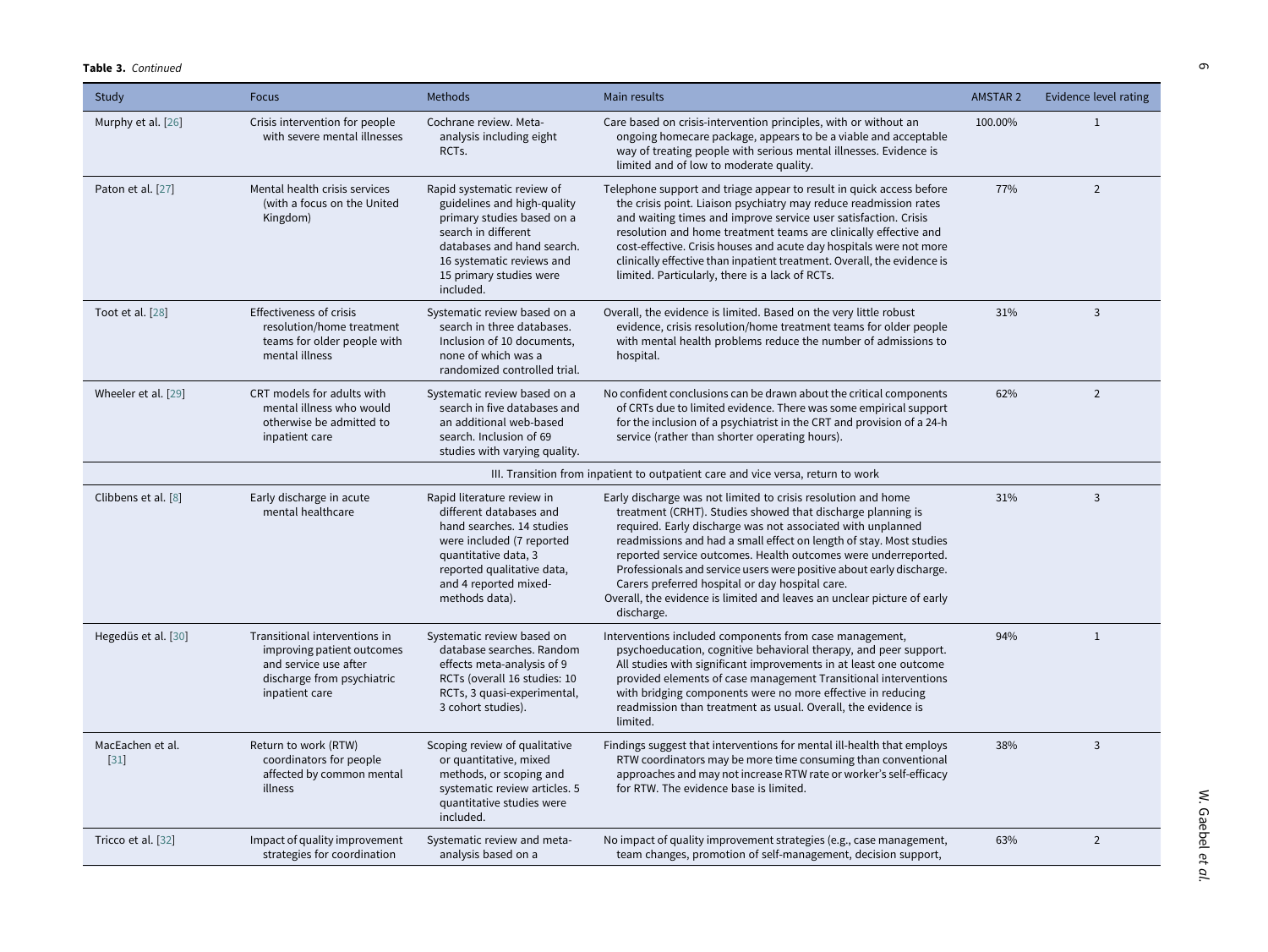**Table 3.** *Continued*

| Study | Focus | Methods | Main results | AMSTAR 2 | Evidence level rating |
|---|---|---|---|---|---|
| Murphy et al. [26] | Crisis intervention for people with severe mental illnesses | Cochrane review. Meta-analysis including eight RCTs. | Care based on crisis-intervention principles, with or without an ongoing homecare package, appears to be a viable and acceptable way of treating people with serious mental illnesses. Evidence is limited and of low to moderate quality. | 100.00% | 1 |
| Paton et al. [27] | Mental health crisis services (with a focus on the United Kingdom) | Rapid systematic review of guidelines and high-quality primary studies based on a search in different databases and hand search. 16 systematic reviews and 15 primary studies were included. | Telephone support and triage appear to result in quick access before the crisis point. Liaison psychiatry may reduce readmission rates and waiting times and improve service user satisfaction. Crisis resolution and home treatment teams are clinically effective and cost-effective. Crisis houses and acute day hospitals were not more clinically effective than inpatient treatment. Overall, the evidence is limited. Particularly, there is a lack of RCTs. | 77% | 2 |
| Toot et al. [28] | Effectiveness of crisis resolution/home treatment teams for older people with mental illness | Systematic review based on a search in three databases. Inclusion of 10 documents, none of which was a randomized controlled trial. | Overall, the evidence is limited. Based on the very little robust evidence, crisis resolution/home treatment teams for older people with mental health problems reduce the number of admissions to hospital. | 31% | 3 |
| Wheeler et al. [29] | CRT models for adults with mental illness who would otherwise be admitted to inpatient care | Systematic review based on a search in five databases and an additional web-based search. Inclusion of 69 studies with varying quality. | No confident conclusions can be drawn about the critical components of CRTs due to limited evidence. There was some empirical support for the inclusion of a psychiatrist in the CRT and provision of a 24-h service (rather than shorter operating hours). | 62% | 2 |
| III. Transition from inpatient to outpatient care and vice versa, return to work | | | | | |
| Clibbens et al. [8] | Early discharge in acute mental healthcare | Rapid literature review in different databases and hand searches. 14 studies were included (7 reported quantitative data, 3 reported qualitative data, and 4 reported mixed-methods data). | Early discharge was not limited to crisis resolution and home treatment (CRHT). Studies showed that discharge planning is required. Early discharge was not associated with unplanned readmissions and had a small effect on length of stay. Most studies reported service outcomes. Health outcomes were underreported. Professionals and service users were positive about early discharge. Carers preferred hospital or day hospital care. Overall, the evidence is limited and leaves an unclear picture of early discharge. | 31% | 3 |
| Hegedüs et al. [30] | Transitional interventions in improving patient outcomes and service use after discharge from psychiatric inpatient care | Systematic review based on database searches. Random effects meta-analysis of 9 RCTs (overall 16 studies: 10 RCTs, 3 quasi-experimental, 3 cohort studies). | Interventions included components from case management, psychoeducation, cognitive behavioral therapy, and peer support. All studies with significant improvements in at least one outcome provided elements of case management Transitional interventions with bridging components were no more effective in reducing readmission than treatment as usual. Overall, the evidence is limited. | 94% | 1 |
| MacEachen et al. [31] | Return to work (RTW) coordinators for people affected by common mental illness | Scoping review of qualitative or quantitative, mixed methods, or scoping and systematic review articles. 5 quantitative studies were included. | Findings suggest that interventions for mental ill-health that employs RTW coordinators may be more time consuming than conventional approaches and may not increase RTW rate or worker's self-efficacy for RTW. The evidence base is limited. | 38% | 3 |
| Tricco et al. [32] | Impact of quality improvement strategies for coordination | Systematic review and meta-analysis based on a | No impact of quality improvement strategies (e.g., case management, team changes, promotion of self-management, decision support, | 63% | 2 |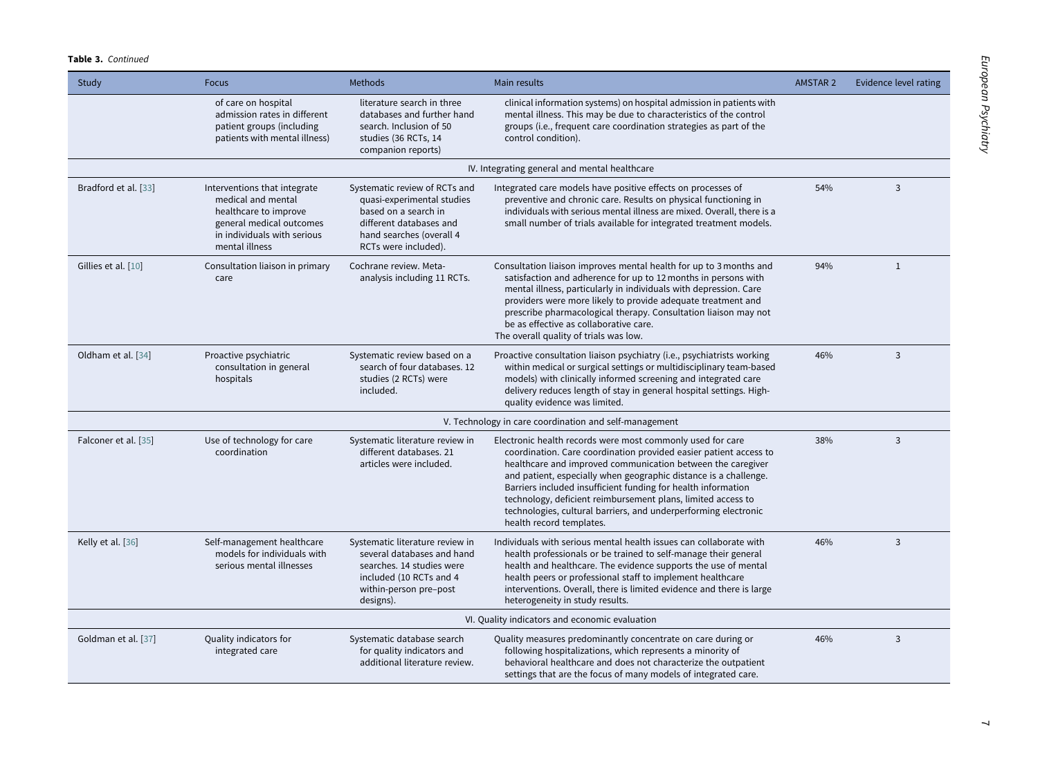**Table 3.** *Continued*

| Study | Focus | Methods | Main results | AMSTAR 2 | Evidence level rating |
|---|---|---|---|---|---|
| | of care on hospital admission rates in different patient groups (including patients with mental illness) | literature search in three databases and further hand search. Inclusion of 50 studies (36 RCTs, 14 companion reports) | clinical information systems) on hospital admission in patients with mental illness. This may be due to characteristics of the control groups (i.e., frequent care coordination strategies as part of the control condition). | | |
| IV. Integrating general and mental healthcare | | | | | |
| Bradford et al. [33] | Interventions that integrate medical and mental healthcare to improve general medical outcomes in individuals with serious mental illness | Systematic review of RCTs and quasi-experimental studies based on a search in different databases and hand searches (overall 4 RCTs were included). | Integrated care models have positive effects on processes of preventive and chronic care. Results on physical functioning in individuals with serious mental illness are mixed. Overall, there is a small number of trials available for integrated treatment models. | 54% | 3 |
| Gillies et al. [10] | Consultation liaison in primary care | Cochrane review. Meta-analysis including 11 RCTs. | Consultation liaison improves mental health for up to 3 months and satisfaction and adherence for up to 12 months in persons with mental illness, particularly in individuals with depression. Care providers were more likely to provide adequate treatment and prescribe pharmacological therapy. Consultation liaison may not be as effective as collaborative care. The overall quality of trials was low. | 94% | 1 |
| Oldham et al. [34] | Proactive psychiatric consultation in general hospitals | Systematic review based on a search of four databases. 12 studies (2 RCTs) were included. | Proactive consultation liaison psychiatry (i.e., psychiatrists working within medical or surgical settings or multidisciplinary team-based models) with clinically informed screening and integrated care delivery reduces length of stay in general hospital settings. High-quality evidence was limited. | 46% | 3 |
| V. Technology in care coordination and self-management | | | | | |
| Falconer et al. [35] | Use of technology for care coordination | Systematic literature review in different databases. 21 articles were included. | Electronic health records were most commonly used for care coordination. Care coordination provided easier patient access to healthcare and improved communication between the caregiver and patient, especially when geographic distance is a challenge. Barriers included insufficient funding for health information technology, deficient reimbursement plans, limited access to technologies, cultural barriers, and underperforming electronic health record templates. | 38% | 3 |
| Kelly et al. [36] | Self-management healthcare models for individuals with serious mental illnesses | Systematic literature review in several databases and hand searches. 14 studies were included (10 RCTs and 4 within-person pre–post designs). | Individuals with serious mental health issues can collaborate with health professionals or be trained to self-manage their general health and healthcare. The evidence supports the use of mental health peers or professional staff to implement healthcare interventions. Overall, there is limited evidence and there is large heterogeneity in study results. | 46% | 3 |
| VI. Quality indicators and economic evaluation | | | | | |
| Goldman et al. [37] | Quality indicators for integrated care | Systematic database search for quality indicators and additional literature review. | Quality measures predominantly concentrate on care during or following hospitalizations, which represents a minority of behavioral healthcare and does not characterize the outpatient settings that are the focus of many models of integrated care. | 46% | 3 |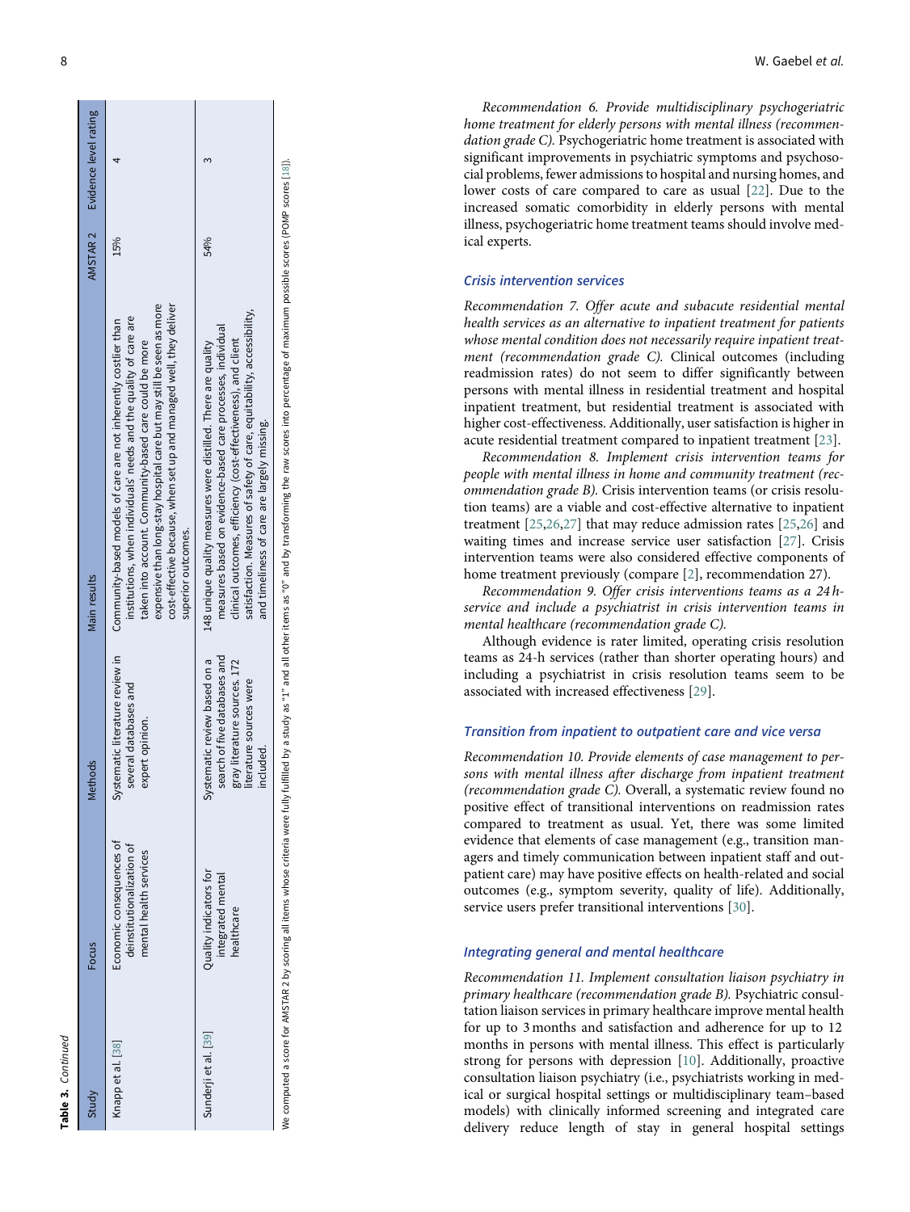**Table 3.** *Continued*

| Study | Focus | Methods | Main results | AMSTAR 2 | Evidence level rating |
|---|---|---|---|---|---|
| Knapp et al. [38] | Economic consequences of deinstitutionalization of mental health services | Systematic literature review in several databases and expert opinion. | Community-based models of care are not inherently costlier than institutions, when individuals' needs and the quality of care are taken into account. Community-based care could be more expensive than long-stay hospital care but may still be seen as more cost-effective because, when set up and managed well, they deliver superior outcomes. | 15% | 4 |
| Sunderji et al. [39] | Quality indicators for integrated mental healthcare | Systematic review based on a search of five databases and gray literature sources. 172 literature sources were included. | 148 unique quality measures were distilled. There are quality measures based on evidence-based care processes, individual clinical outcomes, efficiency (cost-effectiveness), and client satisfaction. Measures of safety of care, equitability, accessibility, and timeliness of care are largely missing. | 54% | 3 |

We computed a score for AMSTAR 2 by scoring all items whose criteria were fully fulfilled by a study as "1" and all other items as "0" and by transforming the raw scores into percentage of maximum possible scores (POMP scores [18]).

*Recommendation 6. Provide multidisciplinary psychogeriatric home treatment for elderly persons with mental illness (recommendation grade C).* Psychogeriatric home treatment is associated with significant improvements in psychiatric symptoms and psychosocial problems, fewer admissions to hospital and nursing homes, and lower costs of care compared to care as usual [22]. Due to the increased somatic comorbidity in elderly persons with mental illness, psychogeriatric home treatment teams should involve medical experts.

### Crisis intervention services

*Recommendation 7. Offer acute and subacute residential mental health services as an alternative to inpatient treatment for patients whose mental condition does not necessarily require inpatient treatment (recommendation grade C).* Clinical outcomes (including readmission rates) do not seem to differ significantly between persons with mental illness in residential treatment and hospital inpatient treatment, but residential treatment is associated with higher cost-effectiveness. Additionally, user satisfaction is higher in acute residential treatment compared to inpatient treatment [23].

*Recommendation 8. Implement crisis intervention teams for people with mental illness in home and community treatment (recommendation grade B).* Crisis intervention teams (or crisis resolution teams) are a viable and cost-effective alternative to inpatient treatment [25,26,27] that may reduce admission rates [25,26] and waiting times and increase service user satisfaction [27]. Crisis intervention teams were also considered effective components of home treatment previously (compare [2], recommendation 27).

*Recommendation 9. Offer crisis interventions teams as a 24 h-service and include a psychiatrist in crisis intervention teams in mental healthcare (recommendation grade C).*

Although evidence is rater limited, operating crisis resolution teams as 24-h services (rather than shorter operating hours) and including a psychiatrist in crisis resolution teams seem to be associated with increased effectiveness [29].

### Transition from inpatient to outpatient care and vice versa

*Recommendation 10. Provide elements of case management to persons with mental illness after discharge from inpatient treatment (recommendation grade C).* Overall, a systematic review found no positive effect of transitional interventions on readmission rates compared to treatment as usual. Yet, there was some limited evidence that elements of case management (e.g., transition managers and timely communication between inpatient staff and outpatient care) may have positive effects on health-related and social outcomes (e.g., symptom severity, quality of life). Additionally, service users prefer transitional interventions [30].

### Integrating general and mental healthcare

*Recommendation 11. Implement consultation liaison psychiatry in primary healthcare (recommendation grade B).* Psychiatric consultation liaison services in primary healthcare improve mental health for up to 3 months and satisfaction and adherence for up to 12 months in persons with mental illness. This effect is particularly strong for persons with depression [10]. Additionally, proactive consultation liaison psychiatry (i.e., psychiatrists working in medical or surgical hospital settings or multidisciplinary team–based models) with clinically informed screening and integrated care delivery reduce length of stay in general hospital settings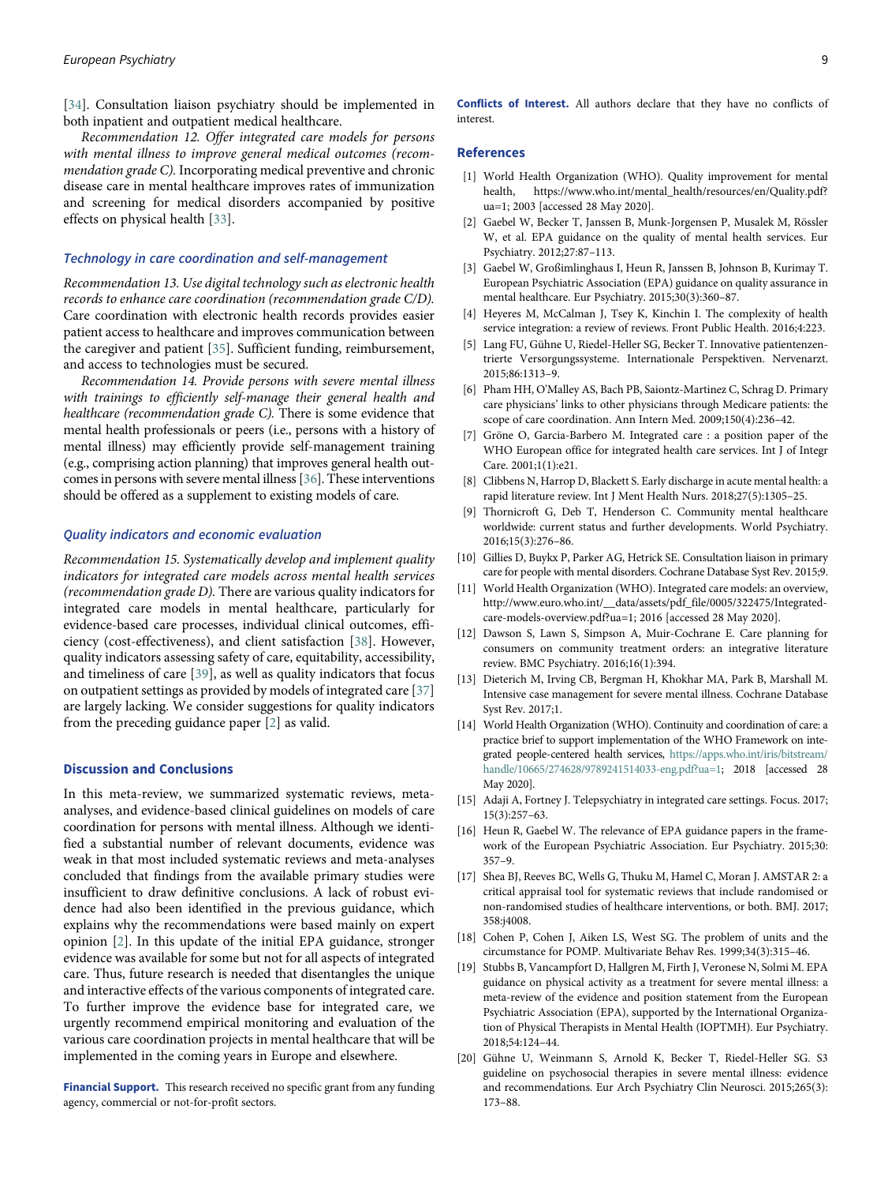[34]. Consultation liaison psychiatry should be implemented in both inpatient and outpatient medical healthcare.

*Recommendation 12. Offer integrated care models for persons with mental illness to improve general medical outcomes (recommendation grade C).* Incorporating medical preventive and chronic disease care in mental healthcare improves rates of immunization and screening for medical disorders accompanied by positive effects on physical health [33].

### Technology in care coordination and self-management

*Recommendation 13. Use digital technology such as electronic health records to enhance care coordination (recommendation grade C/D).* Care coordination with electronic health records provides easier patient access to healthcare and improves communication between the caregiver and patient [35]. Sufficient funding, reimbursement, and access to technologies must be secured.

*Recommendation 14. Provide persons with severe mental illness with trainings to efficiently self-manage their general health and healthcare (recommendation grade C).* There is some evidence that mental health professionals or peers (i.e., persons with a history of mental illness) may efficiently provide self-management training (e.g., comprising action planning) that improves general health outcomes in persons with severe mental illness [36]. These interventions should be offered as a supplement to existing models of care.

### Quality indicators and economic evaluation

*Recommendation 15. Systematically develop and implement quality indicators for integrated care models across mental health services (recommendation grade D).* There are various quality indicators for integrated care models in mental healthcare, particularly for evidence-based care processes, individual clinical outcomes, efficiency (cost-effectiveness), and client satisfaction [38]. However, quality indicators assessing safety of care, equitability, accessibility, and timeliness of care [39], as well as quality indicators that focus on outpatient settings as provided by models of integrated care [37] are largely lacking. We consider suggestions for quality indicators from the preceding guidance paper [2] as valid.

## Discussion and Conclusions

In this meta-review, we summarized systematic reviews, meta-analyses, and evidence-based clinical guidelines on models of care coordination for persons with mental illness. Although we identified a substantial number of relevant documents, evidence was weak in that most included systematic reviews and meta-analyses concluded that findings from the available primary studies were insufficient to draw definitive conclusions. A lack of robust evidence had also been identified in the previous guidance, which explains why the recommendations were based mainly on expert opinion [2]. In this update of the initial EPA guidance, stronger evidence was available for some but not for all aspects of integrated care. Thus, future research is needed that disentangles the unique and interactive effects of the various components of integrated care. To further improve the evidence base for integrated care, we urgently recommend empirical monitoring and evaluation of the various care coordination projects in mental healthcare that will be implemented in the coming years in Europe and elsewhere.

**Financial Support.** This research received no specific grant from any funding agency, commercial or not-for-profit sectors.

**Conflicts of Interest.** All authors declare that they have no conflicts of interest.

## References

[1] World Health Organization (WHO). Quality improvement for mental health, https://www.who.int/mental_health/resources/en/Quality.pdf?ua=1; 2003 [accessed 28 May 2020].

[2] Gaebel W, Becker T, Janssen B, Munk-Jorgensen P, Musalek M, Rössler W, et al. EPA guidance on the quality of mental health services. Eur Psychiatry. 2012;27:87–113.

[3] Gaebel W, Großimlinghaus I, Heun R, Janssen B, Johnson B, Kurimay T. European Psychiatric Association (EPA) guidance on quality assurance in mental healthcare. Eur Psychiatry. 2015;30(3):360–87.

[4] Heyeres M, McCalman J, Tsey K, Kinchin I. The complexity of health service integration: a review of reviews. Front Public Health. 2016;4:223.

[5] Lang FU, Gühne U, Riedel-Heller SG, Becker T. Innovative patientenzentrierte Versorgungssysteme. Internationale Perspektiven. Nervenarzt. 2015;86:1313–9.

[6] Pham HH, O'Malley AS, Bach PB, Saiontz-Martinez C, Schrag D. Primary care physicians' links to other physicians through Medicare patients: the scope of care coordination. Ann Intern Med. 2009;150(4):236–42.

[7] Gröne O, Garcia-Barbero M. Integrated care : a position paper of the WHO European office for integrated health care services. Int J of Integr Care. 2001;1(1):e21.

[8] Clibbens N, Harrop D, Blackett S. Early discharge in acute mental health: a rapid literature review. Int J Ment Health Nurs. 2018;27(5):1305–25.

[9] Thornicroft G, Deb T, Henderson C. Community mental healthcare worldwide: current status and further developments. World Psychiatry. 2016;15(3):276–86.

[10] Gillies D, Buykx P, Parker AG, Hetrick SE. Consultation liaison in primary care for people with mental disorders. Cochrane Database Syst Rev. 2015;9.

[11] World Health Organization (WHO). Integrated care models: an overview, http://www.euro.who.int/__data/assets/pdf_file/0005/322475/Integrated-care-models-overview.pdf?ua=1; 2016 [accessed 28 May 2020].

[12] Dawson S, Lawn S, Simpson A, Muir-Cochrane E. Care planning for consumers on community treatment orders: an integrative literature review. BMC Psychiatry. 2016;16(1):394.

[13] Dieterich M, Irving CB, Bergman H, Khokhar MA, Park B, Marshall M. Intensive case management for severe mental illness. Cochrane Database Syst Rev. 2017;1.

[14] World Health Organization (WHO). Continuity and coordination of care: a practice brief to support implementation of the WHO Framework on integrated people-centered health services, https://apps.who.int/iris/bitstream/handle/10665/274628/9789241514033-eng.pdf?ua=1; 2018 [accessed 28 May 2020].

[15] Adaji A, Fortney J. Telepsychiatry in integrated care settings. Focus. 2017;15(3):257–63.

[16] Heun R, Gaebel W. The relevance of EPA guidance papers in the framework of the European Psychiatric Association. Eur Psychiatry. 2015;30:357–9.

[17] Shea BJ, Reeves BC, Wells G, Thuku M, Hamel C, Moran J. AMSTAR 2: a critical appraisal tool for systematic reviews that include randomised or non-randomised studies of healthcare interventions, or both. BMJ. 2017;358:j4008.

[18] Cohen P, Cohen J, Aiken LS, West SG. The problem of units and the circumstance for POMP. Multivariate Behav Res. 1999;34(3):315–46.

[19] Stubbs B, Vancampfort D, Hallgren M, Firth J, Veronese N, Solmi M. EPA guidance on physical activity as a treatment for severe mental illness: a meta-review of the evidence and position statement from the European Psychiatric Association (EPA), supported by the International Organization of Physical Therapists in Mental Health (IOPTMH). Eur Psychiatry. 2018;54:124–44.

[20] Gühne U, Weinmann S, Arnold K, Becker T, Riedel-Heller SG. S3 guideline on psychosocial therapies in severe mental illness: evidence and recommendations. Eur Arch Psychiatry Clin Neurosci. 2015;265(3):173–88.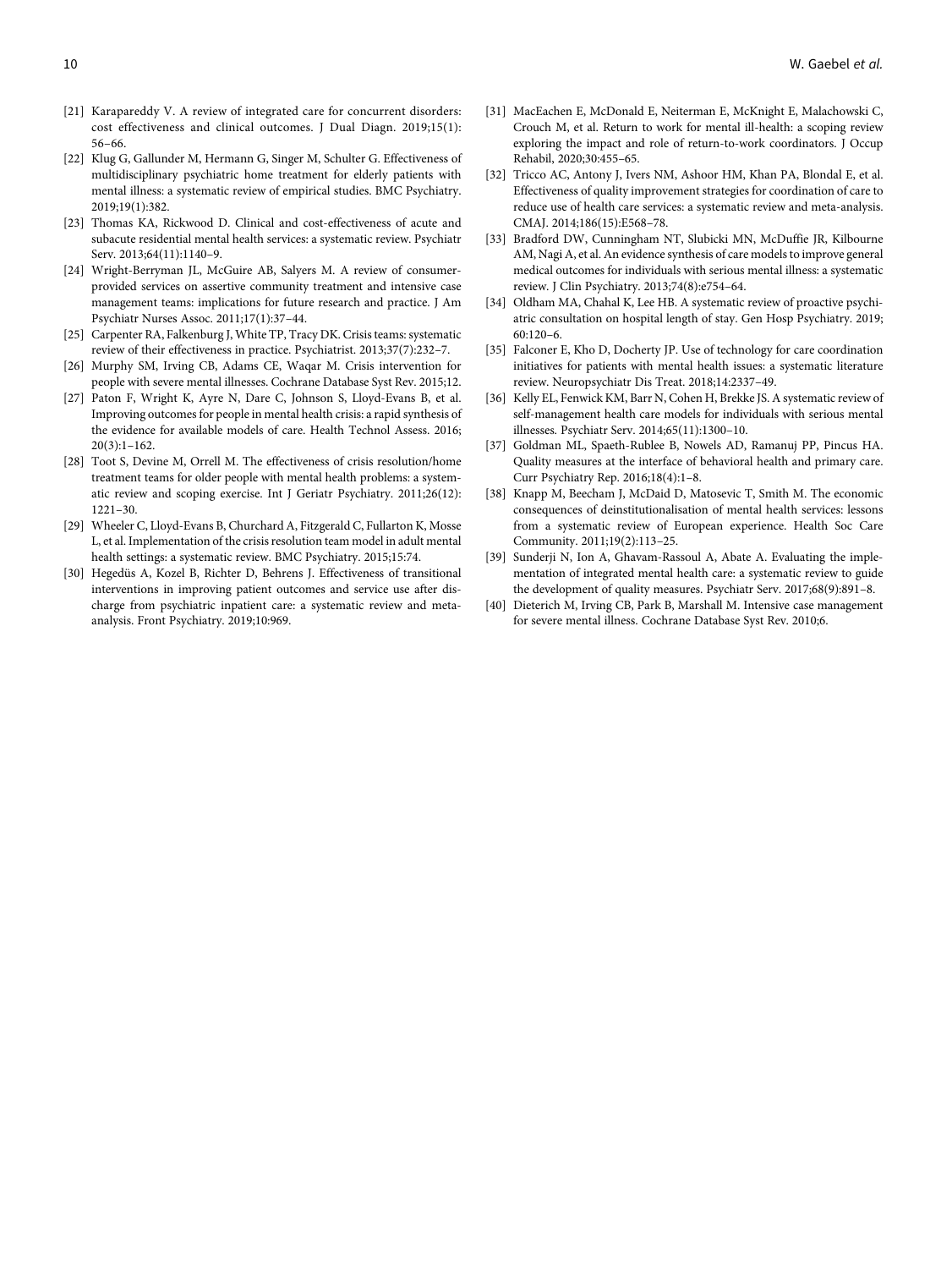[21] Karapareddy V. A review of integrated care for concurrent disorders: cost effectiveness and clinical outcomes. J Dual Diagn. 2019;15(1): 56–66.

[22] Klug G, Gallunder M, Hermann G, Singer M, Schulter G. Effectiveness of multidisciplinary psychiatric home treatment for elderly patients with mental illness: a systematic review of empirical studies. BMC Psychiatry. 2019;19(1):382.

[23] Thomas KA, Rickwood D. Clinical and cost-effectiveness of acute and subacute residential mental health services: a systematic review. Psychiatr Serv. 2013;64(11):1140–9.

[24] Wright-Berryman JL, McGuire AB, Salyers M. A review of consumer-provided services on assertive community treatment and intensive case management teams: implications for future research and practice. J Am Psychiatr Nurses Assoc. 2011;17(1):37–44.

[25] Carpenter RA, Falkenburg J, White TP, Tracy DK. Crisis teams: systematic review of their effectiveness in practice. Psychiatrist. 2013;37(7):232–7.

[26] Murphy SM, Irving CB, Adams CE, Waqar M. Crisis intervention for people with severe mental illnesses. Cochrane Database Syst Rev. 2015;12.

[27] Paton F, Wright K, Ayre N, Dare C, Johnson S, Lloyd-Evans B, et al. Improving outcomes for people in mental health crisis: a rapid synthesis of the evidence for available models of care. Health Technol Assess. 2016; 20(3):1–162.

[28] Toot S, Devine M, Orrell M. The effectiveness of crisis resolution/home treatment teams for older people with mental health problems: a systematic review and scoping exercise. Int J Geriatr Psychiatry. 2011;26(12): 1221–30.

[29] Wheeler C, Lloyd-Evans B, Churchard A, Fitzgerald C, Fullarton K, Mosse L, et al. Implementation of the crisis resolution team model in adult mental health settings: a systematic review. BMC Psychiatry. 2015;15:74.

[30] Hegedüs A, Kozel B, Richter D, Behrens J. Effectiveness of transitional interventions in improving patient outcomes and service use after discharge from psychiatric inpatient care: a systematic review and meta-analysis. Front Psychiatry. 2019;10:969.

[31] MacEachen E, McDonald E, Neiterman E, McKnight E, Malachowski C, Crouch M, et al. Return to work for mental ill-health: a scoping review exploring the impact and role of return-to-work coordinators. J Occup Rehabil, 2020;30:455–65.

[32] Tricco AC, Antony J, Ivers NM, Ashoor HM, Khan PA, Blondal E, et al. Effectiveness of quality improvement strategies for coordination of care to reduce use of health care services: a systematic review and meta-analysis. CMAJ. 2014;186(15):E568–78.

[33] Bradford DW, Cunningham NT, Slubicki MN, McDuffie JR, Kilbourne AM, Nagi A, et al. An evidence synthesis of care models to improve general medical outcomes for individuals with serious mental illness: a systematic review. J Clin Psychiatry. 2013;74(8):e754–64.

[34] Oldham MA, Chahal K, Lee HB. A systematic review of proactive psychiatric consultation on hospital length of stay. Gen Hosp Psychiatry. 2019; 60:120–6.

[35] Falconer E, Kho D, Docherty JP. Use of technology for care coordination initiatives for patients with mental health issues: a systematic literature review. Neuropsychiatr Dis Treat. 2018;14:2337–49.

[36] Kelly EL, Fenwick KM, Barr N, Cohen H, Brekke JS. A systematic review of self-management health care models for individuals with serious mental illnesses. Psychiatr Serv. 2014;65(11):1300–10.

[37] Goldman ML, Spaeth-Rublee B, Nowels AD, Ramanuj PP, Pincus HA. Quality measures at the interface of behavioral health and primary care. Curr Psychiatry Rep. 2016;18(4):1–8.

[38] Knapp M, Beecham J, McDaid D, Matosevic T, Smith M. The economic consequences of deinstitutionalisation of mental health services: lessons from a systematic review of European experience. Health Soc Care Community. 2011;19(2):113–25.

[39] Sunderji N, Ion A, Ghavam-Rassoul A, Abate A. Evaluating the implementation of integrated mental health care: a systematic review to guide the development of quality measures. Psychiatr Serv. 2017;68(9):891–8.

[40] Dieterich M, Irving CB, Park B, Marshall M. Intensive case management for severe mental illness. Cochrane Database Syst Rev. 2010;6.